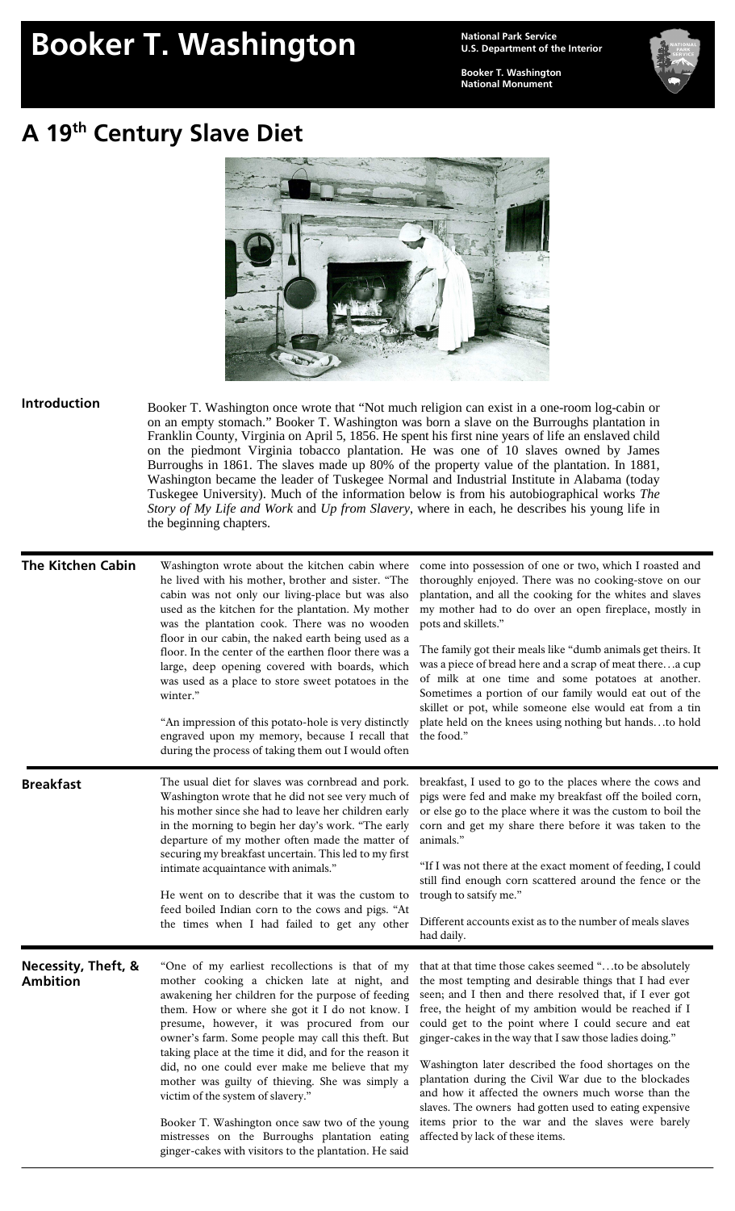# Booker T. Washington

**National Park Service**
**U.S. Department of the Interior**

**Booker T. Washington National Monument**

## A 19th Century Slave Diet

### Introduction

Booker T. Washington once wrote that "Not much religion can exist in a one-room log-cabin or on an empty stomach." Booker T. Washington was born a slave on the Burroughs plantation in Franklin County, Virginia on April 5, 1856. He spent his first nine years of life an enslaved child on the piedmont Virginia tobacco plantation. He was one of 10 slaves owned by James Burroughs in 1861. The slaves made up 80% of the property value of the plantation. In 1881, Washington became the leader of Tuskegee Normal and Industrial Institute in Alabama (today Tuskegee University). Much of the information below is from his autobiographical works *The Story of My Life and Work* and *Up from Slavery*, where in each, he describes his young life in the beginning chapters.

### The Kitchen Cabin

Washington wrote about the kitchen cabin where he lived with his mother, brother and sister. "The cabin was not only our living-place but was also used as the kitchen for the plantation. My mother was the plantation cook. There was no wooden floor in our cabin, the naked earth being used as a floor. In the center of the earthen floor there was a large, deep opening covered with boards, which was used as a place to store sweet potatoes in the winter."

"An impression of this potato-hole is very distinctly engraved upon my memory, because I recall that during the process of taking them out I would often come into possession of one or two, which I roasted and thoroughly enjoyed. There was no cooking-stove on our plantation, and all the cooking for the whites and slaves my mother had to do over an open fireplace, mostly in pots and skillets."

The family got their meals like "dumb animals get theirs. It was a piece of bread here and a scrap of meat there…a cup of milk at one time and some potatoes at another. Sometimes a portion of our family would eat out of the skillet or pot, while someone else would eat from a tin plate held on the knees using nothing but hands…to hold the food."

### Breakfast

The usual diet for slaves was cornbread and pork. Washington wrote that he did not see very much of his mother since she had to leave her children early in the morning to begin her day's work. "The early departure of my mother often made the matter of securing my breakfast uncertain. This led to my first intimate acquaintance with animals."

He went on to describe that it was the custom to feed boiled Indian corn to the cows and pigs. "At the times when I had failed to get any other breakfast, I used to go to the places where the cows and pigs were fed and make my breakfast off the boiled corn, or else go to the place where it was the custom to boil the corn and get my share there before it was taken to the animals."

"If I was not there at the exact moment of feeding, I could still find enough corn scattered around the fence or the trough to satsify me."

Different accounts exist as to the number of meals slaves had daily.

### Necessity, Theft, & Ambition

"One of my earliest recollections is that of my mother cooking a chicken late at night, and awakening her children for the purpose of feeding them. How or where she got it I do not know. I presume, however, it was procured from our owner's farm. Some people may call this theft. But taking place at the time it did, and for the reason it did, no one could ever make me believe that my mother was guilty of thieving. She was simply a victim of the system of slavery."

Booker T. Washington once saw two of the young mistresses on the Burroughs plantation eating ginger-cakes with visitors to the plantation. He said that at that time those cakes seemed "…to be absolutely the most tempting and desirable things that I had ever seen; and I then and there resolved that, if I ever got free, the height of my ambition would be reached if I could get to the point where I could secure and eat ginger-cakes in the way that I saw those ladies doing."

Washington later described the food shortages on the plantation during the Civil War due to the blockades and how it affected the owners much worse than the slaves. The owners had gotten used to eating expensive items prior to the war and the slaves were barely affected by lack of these items.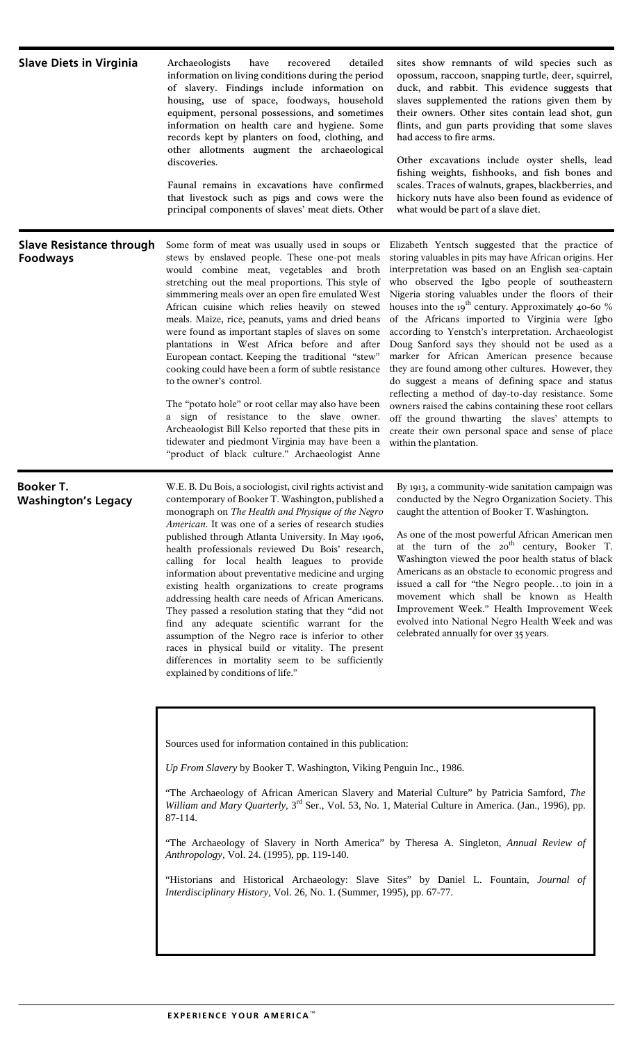## Slave Diets in Virginia

Archaeologists have recovered detailed information on living conditions during the period of slavery. Findings include information on housing, use of space, foodways, household equipment, personal possessions, and sometimes information on health care and hygiene. Some records kept by planters on food, clothing, and other allotments augment the archaeological discoveries.

Faunal remains in excavations have confirmed that livestock such as pigs and cows were the principal components of slaves' meat diets. Other sites show remnants of wild species such as opossum, raccoon, snapping turtle, deer, squirrel, duck, and rabbit. This evidence suggests that slaves supplemented the rations given them by their owners. Other sites contain lead shot, gun flints, and gun parts providing that some slaves had access to fire arms.

Other excavations include oyster shells, lead fishing weights, fishhooks, and fish bones and scales. Traces of walnuts, grapes, blackberries, and hickory nuts have also been found as evidence of what would be part of a slave diet.

## Slave Resistance through Foodways

Some form of meat was usually used in soups or stews by enslaved people. These one-pot meals would combine meat, vegetables and broth stretching out the meal proportions. This style of simmmering meals over an open fire emulated West African cuisine which relies heavily on stewed meals. Maize, rice, peanuts, yams and dried beans were found as important staples of slaves on some plantations in West Africa before and after European contact. Keeping the traditional "stew" cooking could have been a form of subtle resistance to the owner's control.

The "potato hole" or root cellar may also have been a sign of resistance to the slave owner. Archeaologist Bill Kelso reported that these pits in tidewater and piedmont Virginia may have been a "product of black culture." Archaeologist Anne Elizabeth Yentsch suggested that the practice of storing valuables in pits may have African origins. Her interpretation was based on an English sea-captain who observed the Igbo people of southeastern Nigeria storing valuables under the floors of their houses into the 19th century. Approximately 40-60 % of the Africans imported to Virginia were Igbo according to Yenstch's interpretation. Archaeologist Doug Sanford says they should not be used as a marker for African American presence because they are found among other cultures. However, they do suggest a means of defining space and status reflecting a method of day-to-day resistance. Some owners raised the cabins containing these root cellars off the ground thwarting the slaves' attempts to create their own personal space and sense of place within the plantation.

## Booker T. Washington's Legacy

W.E. B. Du Bois, a sociologist, civil rights activist and contemporary of Booker T. Washington, published a monograph on *The Health and Physique of the Negro American*. It was one of a series of research studies published through Atlanta University. In May 1906, health professionals reviewed Du Bois' research, calling for local health leagues to provide information about preventative medicine and urging existing health organizations to create programs addressing health care needs of African Americans. They passed a resolution stating that they "did not find any adequate scientific warrant for the assumption of the Negro race is inferior to other races in physical build or vitality. The present differences in mortality seem to be sufficiently explained by conditions of life."

By 1913, a community-wide sanitation campaign was conducted by the Negro Organization Society. This caught the attention of Booker T. Washington.

As one of the most powerful African American men at the turn of the 20th century, Booker T. Washington viewed the poor health status of black Americans as an obstacle to economic progress and issued a call for "the Negro people…to join in a movement which shall be known as Health Improvement Week." Health Improvement Week evolved into National Negro Health Week and was celebrated annually for over 35 years.

Sources used for information contained in this publication:

*Up From Slavery* by Booker T. Washington, Viking Penguin Inc., 1986.

"The Archaeology of African American Slavery and Material Culture" by Patricia Samford, *The William and Mary Quarterly*, 3rd Ser., Vol. 53, No. 1, Material Culture in America. (Jan., 1996), pp. 87-114.

"The Archaeology of Slavery in North America" by Theresa A. Singleton, *Annual Review of Anthropology*, Vol. 24. (1995), pp. 119-140.

"Historians and Historical Archaeology: Slave Sites" by Daniel L. Fountain, *Journal of Interdisciplinary History*, Vol. 26, No. 1. (Summer, 1995), pp. 67-77.